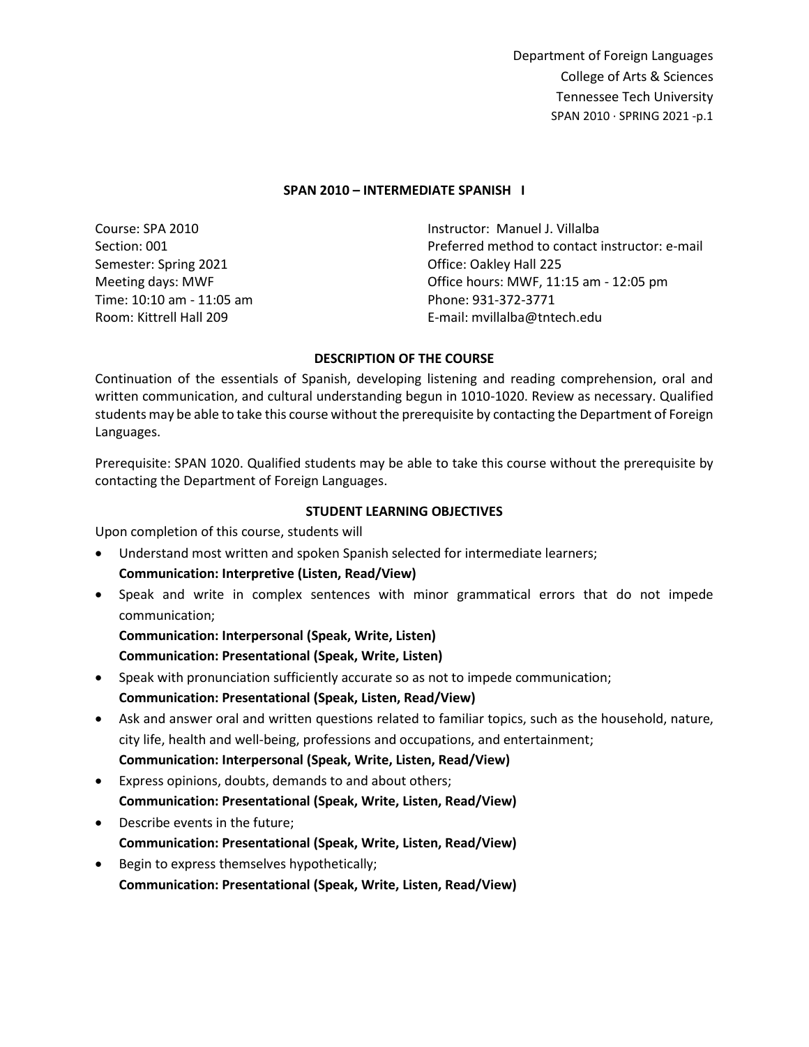Department of Foreign Languages
College of Arts & Sciences
Tennessee Tech University

## SPAN 2010 – INTERMEDIATE SPANISH I

Course: SPA 2010
Section: 001
Semester: Spring 2021
Meeting days: MWF
Time: 10:10 am - 11:05 am
Room: Kittrell Hall 209

Instructor: Manuel J. Villalba
Preferred method to contact instructor: e-mail
Office: Oakley Hall 225
Office hours: MWF, 11:15 am - 12:05 pm
Phone: 931-372-3771
E-mail: mvillalba@tntech.edu

### DESCRIPTION OF THE COURSE

Continuation of the essentials of Spanish, developing listening and reading comprehension, oral and written communication, and cultural understanding begun in 1010-1020. Review as necessary. Qualified students may be able to take this course without the prerequisite by contacting the Department of Foreign Languages.

Prerequisite: SPAN 1020. Qualified students may be able to take this course without the prerequisite by contacting the Department of Foreign Languages.

### STUDENT LEARNING OBJECTIVES

Upon completion of this course, students will

- Understand most written and spoken Spanish selected for intermediate learners;
  **Communication: Interpretive (Listen, Read/View)**
- Speak and write in complex sentences with minor grammatical errors that do not impede communication;
  **Communication: Interpersonal (Speak, Write, Listen)**
  **Communication: Presentational (Speak, Write, Listen)**
- Speak with pronunciation sufficiently accurate so as not to impede communication;
  **Communication: Presentational (Speak, Listen, Read/View)**
- Ask and answer oral and written questions related to familiar topics, such as the household, nature, city life, health and well-being, professions and occupations, and entertainment;
  **Communication: Interpersonal (Speak, Write, Listen, Read/View)**
- Express opinions, doubts, demands to and about others;
  **Communication: Presentational (Speak, Write, Listen, Read/View)**
- Describe events in the future;
  **Communication: Presentational (Speak, Write, Listen, Read/View)**
- Begin to express themselves hypothetically;
  **Communication: Presentational (Speak, Write, Listen, Read/View)**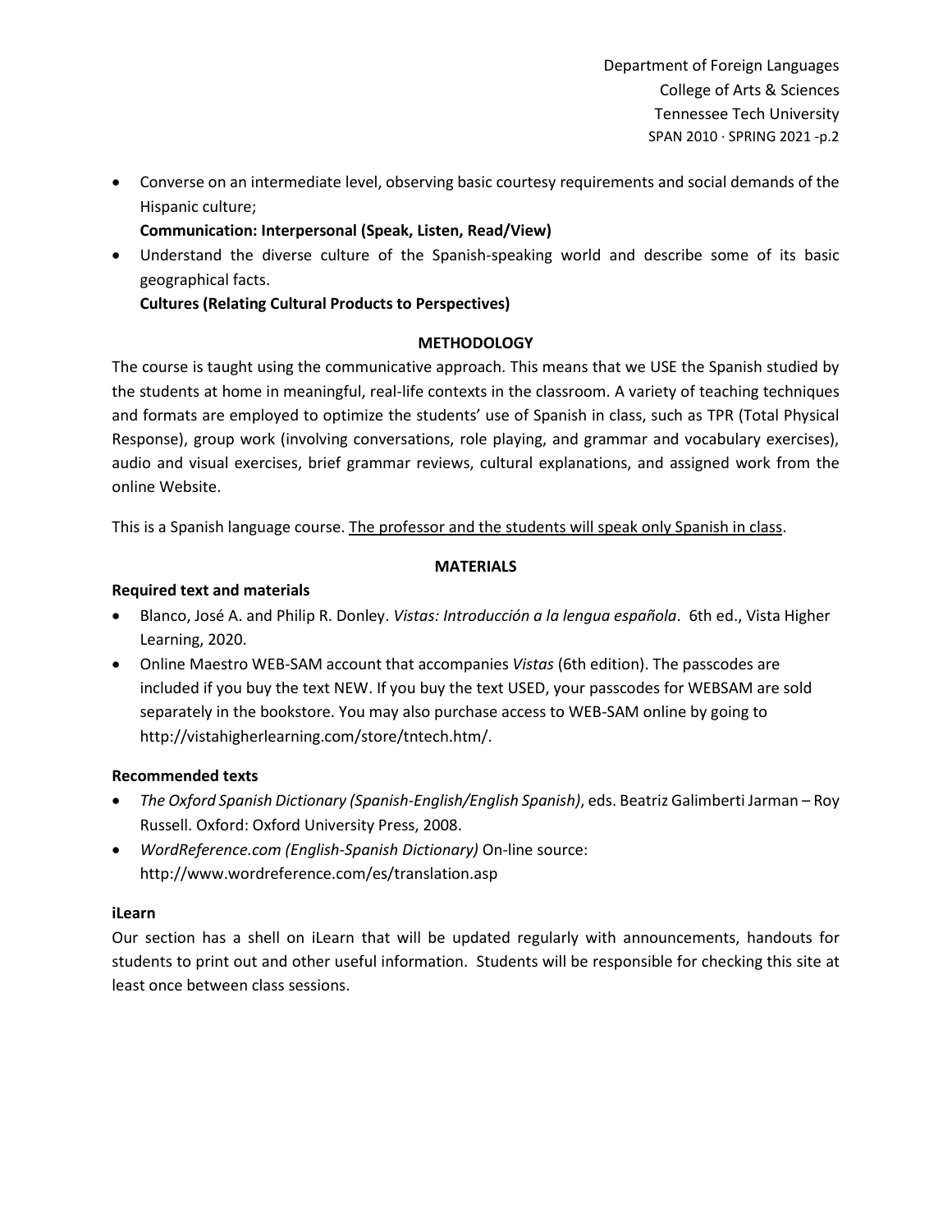- Converse on an intermediate level, observing basic courtesy requirements and social demands of the Hispanic culture;
  **Communication: Interpersonal (Speak, Listen, Read/View)**
- Understand the diverse culture of the Spanish-speaking world and describe some of its basic geographical facts.
  **Cultures (Relating Cultural Products to Perspectives)**

## METHODOLOGY

The course is taught using the communicative approach. This means that we USE the Spanish studied by the students at home in meaningful, real-life contexts in the classroom. A variety of teaching techniques and formats are employed to optimize the students' use of Spanish in class, such as TPR (Total Physical Response), group work (involving conversations, role playing, and grammar and vocabulary exercises), audio and visual exercises, brief grammar reviews, cultural explanations, and assigned work from the online Website.

This is a Spanish language course. <u>The professor and the students will speak only Spanish in class</u>.

## MATERIALS

### Required text and materials

- Blanco, José A. and Philip R. Donley. *Vistas: Introducción a la lengua española*. 6th ed., Vista Higher Learning, 2020.
- Online Maestro WEB-SAM account that accompanies *Vistas* (6th edition). The passcodes are included if you buy the text NEW. If you buy the text USED, your passcodes for WEBSAM are sold separately in the bookstore. You may also purchase access to WEB-SAM online by going to http://vistahigherlearning.com/store/tntech.htm/.

### Recommended texts

- *The Oxford Spanish Dictionary (Spanish-English/English Spanish)*, eds. Beatriz Galimberti Jarman – Roy Russell. Oxford: Oxford University Press, 2008.
- *WordReference.com (English-Spanish Dictionary)* On-line source: http://www.wordreference.com/es/translation.asp

### iLearn

Our section has a shell on iLearn that will be updated regularly with announcements, handouts for students to print out and other useful information. Students will be responsible for checking this site at least once between class sessions.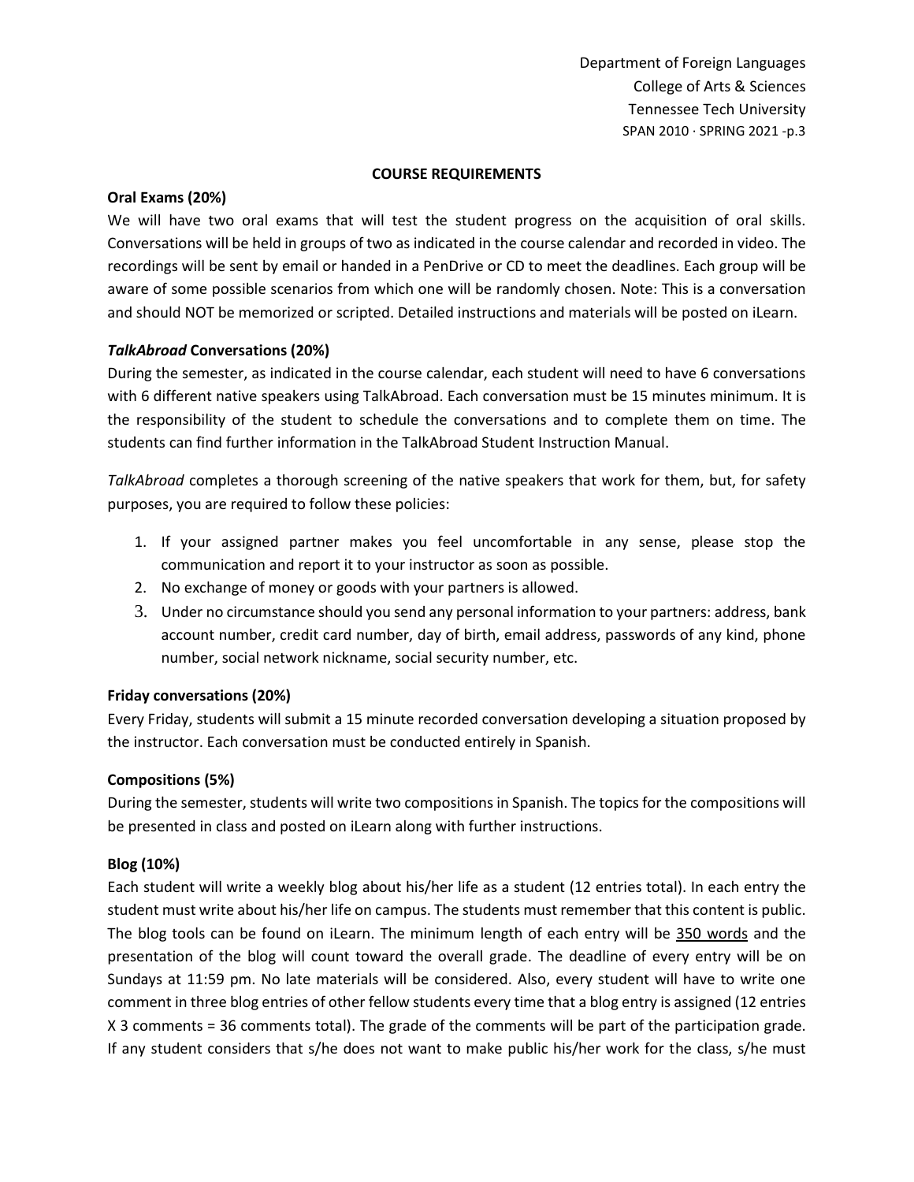## COURSE REQUIREMENTS

### Oral Exams (20%)

We will have two oral exams that will test the student progress on the acquisition of oral skills. Conversations will be held in groups of two as indicated in the course calendar and recorded in video. The recordings will be sent by email or handed in a PenDrive or CD to meet the deadlines. Each group will be aware of some possible scenarios from which one will be randomly chosen. Note: This is a conversation and should NOT be memorized or scripted. Detailed instructions and materials will be posted on iLearn.

### *TalkAbroad* Conversations (20%)

During the semester, as indicated in the course calendar, each student will need to have 6 conversations with 6 different native speakers using TalkAbroad. Each conversation must be 15 minutes minimum. It is the responsibility of the student to schedule the conversations and to complete them on time. The students can find further information in the TalkAbroad Student Instruction Manual.

*TalkAbroad* completes a thorough screening of the native speakers that work for them, but, for safety purposes, you are required to follow these policies:

1. If your assigned partner makes you feel uncomfortable in any sense, please stop the communication and report it to your instructor as soon as possible.
2. No exchange of money or goods with your partners is allowed.
3. Under no circumstance should you send any personal information to your partners: address, bank account number, credit card number, day of birth, email address, passwords of any kind, phone number, social network nickname, social security number, etc.

### Friday conversations (20%)

Every Friday, students will submit a 15 minute recorded conversation developing a situation proposed by the instructor. Each conversation must be conducted entirely in Spanish.

### Compositions (5%)

During the semester, students will write two compositions in Spanish. The topics for the compositions will be presented in class and posted on iLearn along with further instructions.

### Blog (10%)

Each student will write a weekly blog about his/her life as a student (12 entries total). In each entry the student must write about his/her life on campus. The students must remember that this content is public. The blog tools can be found on iLearn. The minimum length of each entry will be <u>350 words</u> and the presentation of the blog will count toward the overall grade. The deadline of every entry will be on Sundays at 11:59 pm. No late materials will be considered. Also, every student will have to write one comment in three blog entries of other fellow students every time that a blog entry is assigned (12 entries X 3 comments = 36 comments total). The grade of the comments will be part of the participation grade. If any student considers that s/he does not want to make public his/her work for the class, s/he must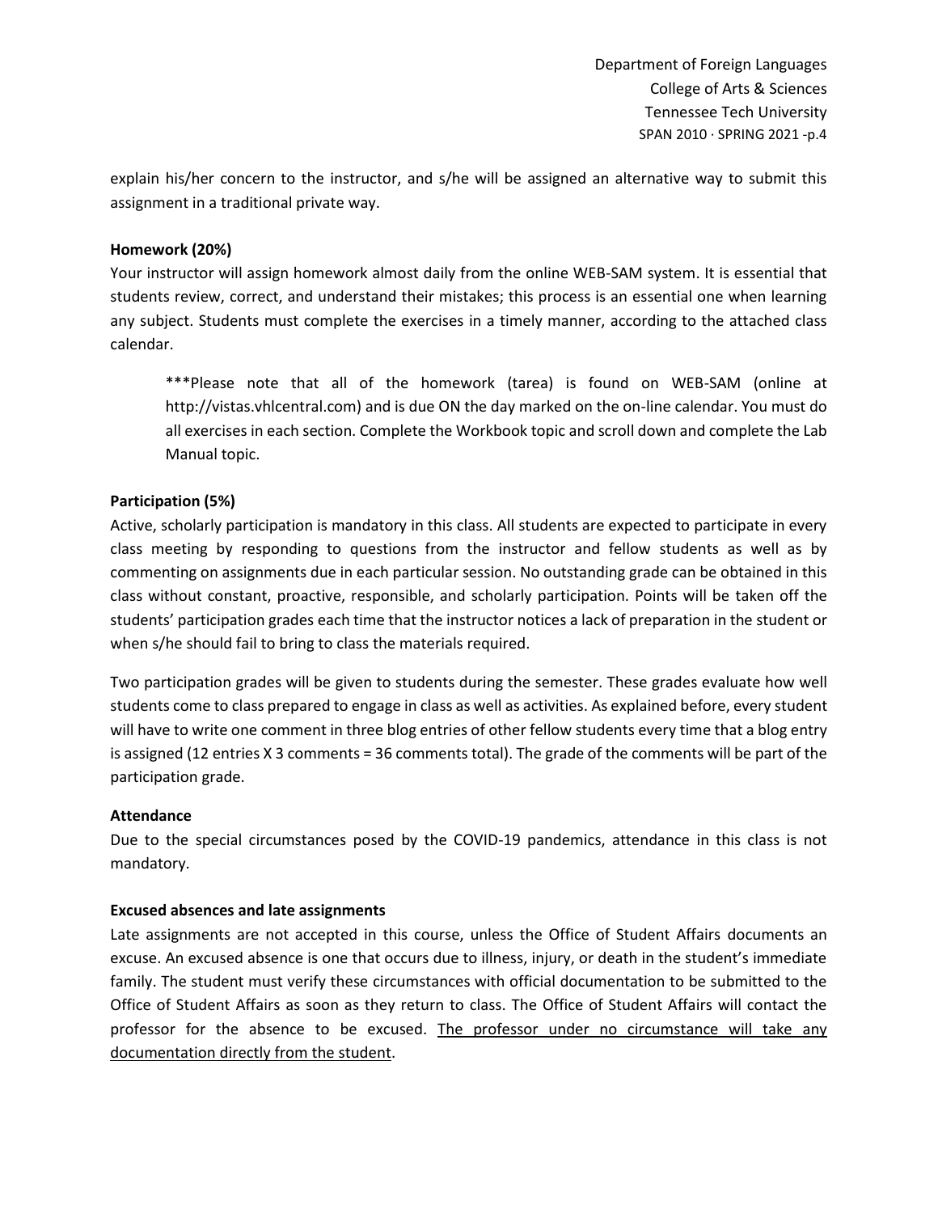explain his/her concern to the instructor, and s/he will be assigned an alternative way to submit this assignment in a traditional private way.

**Homework (20%)**

Your instructor will assign homework almost daily from the online WEB-SAM system. It is essential that students review, correct, and understand their mistakes; this process is an essential one when learning any subject. Students must complete the exercises in a timely manner, according to the attached class calendar.

> ***Please note that all of the homework (tarea) is found on WEB-SAM (online at http://vistas.vhlcentral.com) and is due ON the day marked on the on-line calendar. You must do all exercises in each section. Complete the Workbook topic and scroll down and complete the Lab Manual topic.

**Participation (5%)**

Active, scholarly participation is mandatory in this class. All students are expected to participate in every class meeting by responding to questions from the instructor and fellow students as well as by commenting on assignments due in each particular session. No outstanding grade can be obtained in this class without constant, proactive, responsible, and scholarly participation. Points will be taken off the students' participation grades each time that the instructor notices a lack of preparation in the student or when s/he should fail to bring to class the materials required.

Two participation grades will be given to students during the semester. These grades evaluate how well students come to class prepared to engage in class as well as activities. As explained before, every student will have to write one comment in three blog entries of other fellow students every time that a blog entry is assigned (12 entries X 3 comments = 36 comments total). The grade of the comments will be part of the participation grade.

**Attendance**

Due to the special circumstances posed by the COVID-19 pandemics, attendance in this class is not mandatory.

**Excused absences and late assignments**

Late assignments are not accepted in this course, unless the Office of Student Affairs documents an excuse. An excused absence is one that occurs due to illness, injury, or death in the student's immediate family. The student must verify these circumstances with official documentation to be submitted to the Office of Student Affairs as soon as they return to class. The Office of Student Affairs will contact the professor for the absence to be excused. <u>The professor under no circumstance will take any documentation directly from the student</u>.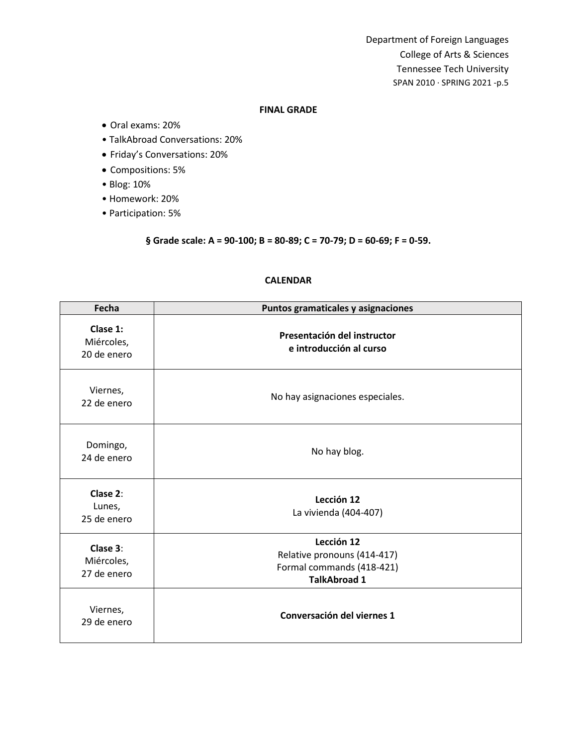Department of Foreign Languages
College of Arts & Sciences
Tennessee Tech University

**FINAL GRADE**

- Oral exams: 20%
- TalkAbroad Conversations: 20%
- Friday's Conversations: 20%
- Compositions: 5%
- Blog: 10%
- Homework: 20%
- Participation: 5%

**§ Grade scale: A = 90-100; B = 80-89; C = 70-79; D = 60-69; F = 0-59.**

**CALENDAR**

| Fecha | Puntos gramaticales y asignaciones |
|---|---|
| **Clase 1:** Miércoles, 20 de enero | **Presentación del instructor e introducción al curso** |
| Viernes, 22 de enero | No hay asignaciones especiales. |
| Domingo, 24 de enero | No hay blog. |
| **Clase 2**: Lunes, 25 de enero | **Lección 12** La vivienda (404-407) |
| **Clase 3**: Miércoles, 27 de enero | **Lección 12** Relative pronouns (414-417) Formal commands (418-421) **TalkAbroad 1** |
| Viernes, 29 de enero | **Conversación del viernes 1** |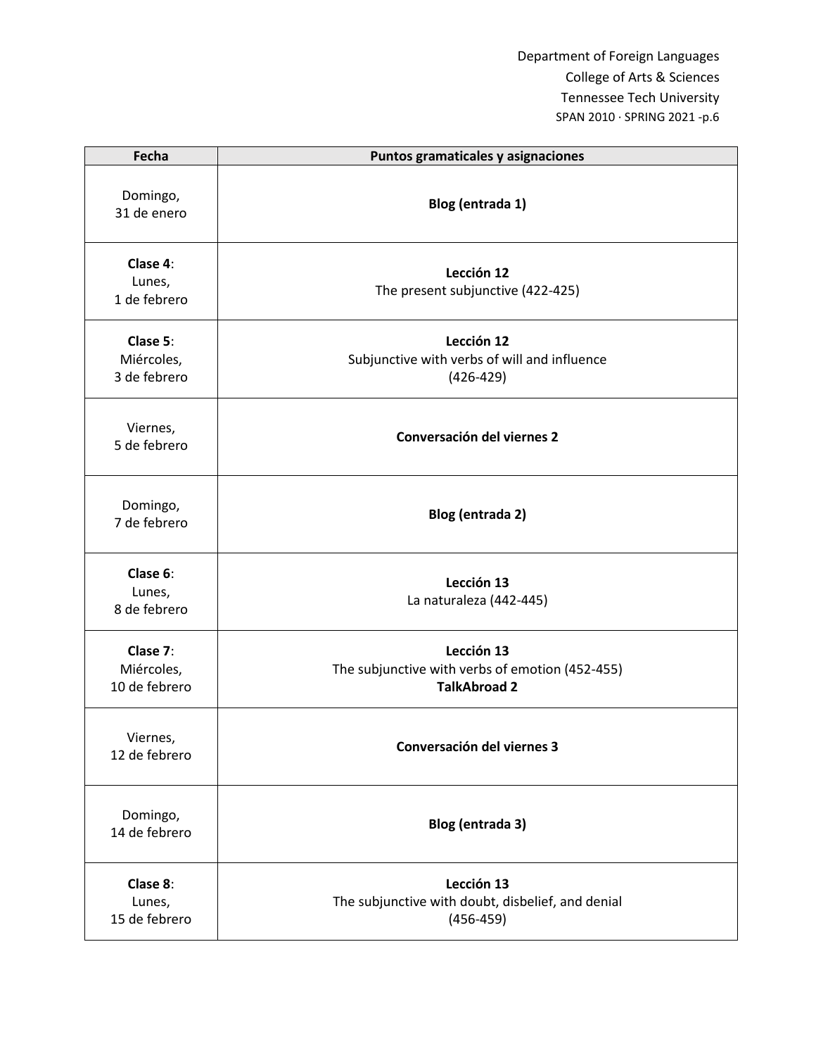| Fecha | Puntos gramaticales y asignaciones |
| --- | --- |
| Domingo, 31 de enero | **Blog (entrada 1)** |
| **Clase 4**: Lunes, 1 de febrero | **Lección 12** The present subjunctive (422-425) |
| **Clase 5**: Miércoles, 3 de febrero | **Lección 12** Subjunctive with verbs of will and influence (426-429) |
| Viernes, 5 de febrero | **Conversación del viernes 2** |
| Domingo, 7 de febrero | **Blog (entrada 2)** |
| **Clase 6**: Lunes, 8 de febrero | **Lección 13** La naturaleza (442-445) |
| **Clase 7**: Miércoles, 10 de febrero | **Lección 13** The subjunctive with verbs of emotion (452-455) **TalkAbroad 2** |
| Viernes, 12 de febrero | **Conversación del viernes 3** |
| Domingo, 14 de febrero | **Blog (entrada 3)** |
| **Clase 8**: Lunes, 15 de febrero | **Lección 13** The subjunctive with doubt, disbelief, and denial (456-459) |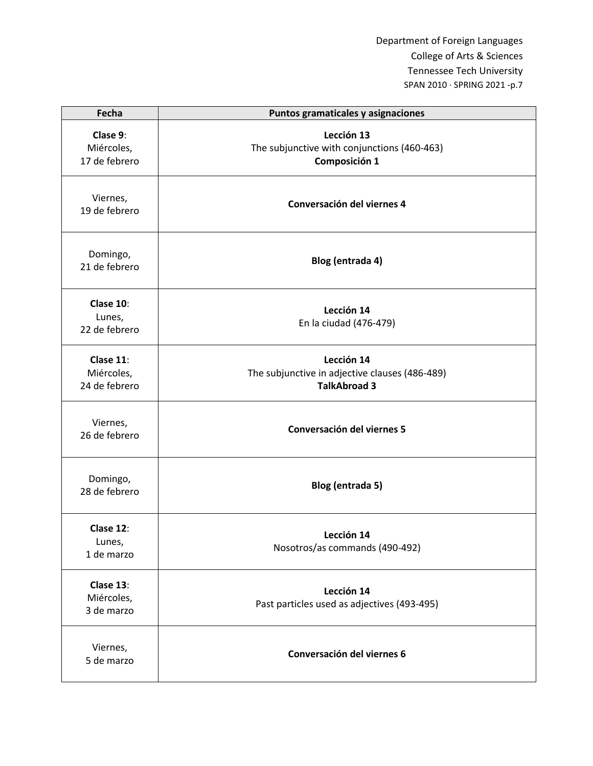| Fecha | Puntos gramaticales y asignaciones |
| --- | --- |
| **Clase 9**: Miércoles, 17 de febrero | **Lección 13** The subjunctive with conjunctions (460-463) **Composición 1** |
| Viernes, 19 de febrero | **Conversación del viernes 4** |
| Domingo, 21 de febrero | **Blog (entrada 4)** |
| **Clase 10**: Lunes, 22 de febrero | **Lección 14** En la ciudad (476-479) |
| **Clase 11**: Miércoles, 24 de febrero | **Lección 14** The subjunctive in adjective clauses (486-489) **TalkAbroad 3** |
| Viernes, 26 de febrero | **Conversación del viernes 5** |
| Domingo, 28 de febrero | **Blog (entrada 5)** |
| **Clase 12**: Lunes, 1 de marzo | **Lección 14** Nosotros/as commands (490-492) |
| **Clase 13**: Miércoles, 3 de marzo | **Lección 14** Past particles used as adjectives (493-495) |
| Viernes, 5 de marzo | **Conversación del viernes 6** |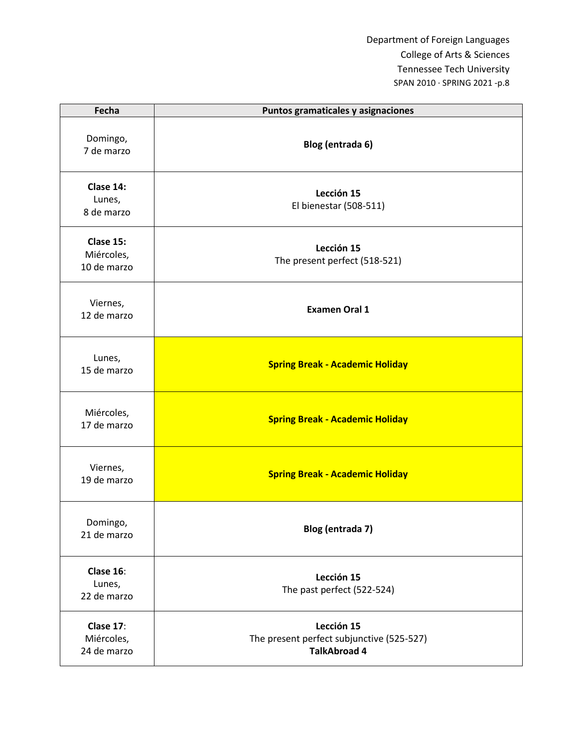| Fecha | Puntos gramaticales y asignaciones |
|---|---|
| Domingo, 7 de marzo | **Blog (entrada 6)** |
| **Clase 14:** Lunes, 8 de marzo | **Lección 15** El bienestar (508-511) |
| **Clase 15:** Miércoles, 10 de marzo | **Lección 15** The present perfect (518-521) |
| Viernes, 12 de marzo | **Examen Oral 1** |
| Lunes, 15 de marzo | **Spring Break - Academic Holiday** |
| Miércoles, 17 de marzo | **Spring Break - Academic Holiday** |
| Viernes, 19 de marzo | **Spring Break - Academic Holiday** |
| Domingo, 21 de marzo | **Blog (entrada 7)** |
| **Clase 16**: Lunes, 22 de marzo | **Lección 15** The past perfect (522-524) |
| **Clase 17**: Miércoles, 24 de marzo | **Lección 15** The present perfect subjunctive (525-527) **TalkAbroad 4** |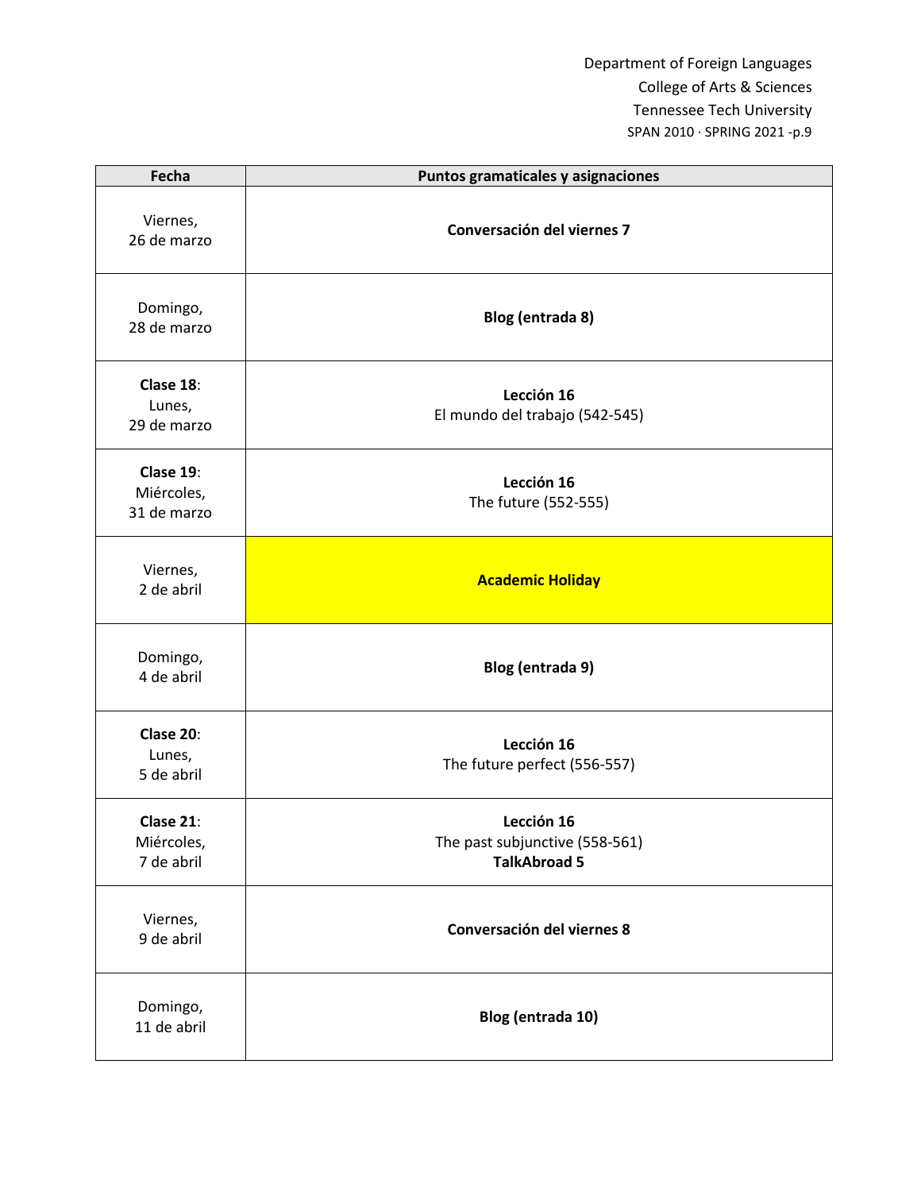| Fecha | Puntos gramaticales y asignaciones |
|---|---|
| Viernes, 26 de marzo | **Conversación del viernes 7** |
| Domingo, 28 de marzo | **Blog (entrada 8)** |
| **Clase 18**: Lunes, 29 de marzo | **Lección 16** El mundo del trabajo (542-545) |
| **Clase 19**: Miércoles, 31 de marzo | **Lección 16** The future (552-555) |
| Viernes, 2 de abril | **Academic Holiday** |
| Domingo, 4 de abril | **Blog (entrada 9)** |
| **Clase 20**: Lunes, 5 de abril | **Lección 16** The future perfect (556-557) |
| **Clase 21**: Miércoles, 7 de abril | **Lección 16** The past subjunctive (558-561) **TalkAbroad 5** |
| Viernes, 9 de abril | **Conversación del viernes 8** |
| Domingo, 11 de abril | **Blog (entrada 10)** |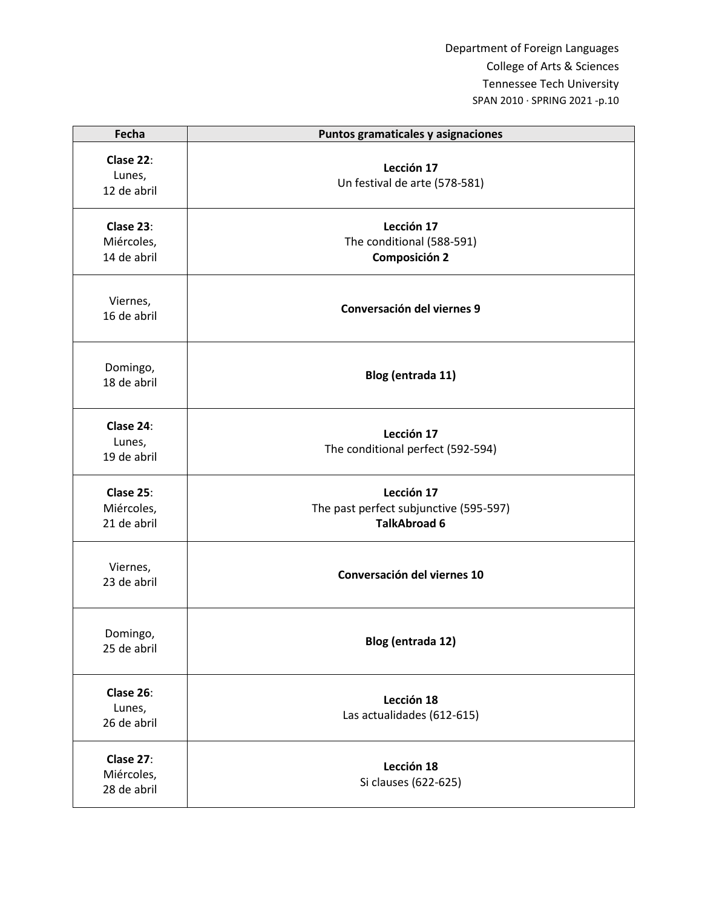| Fecha | Puntos gramaticales y asignaciones |
|---|---|
| **Clase 22**: Lunes, 12 de abril | **Lección 17**<br>Un festival de arte (578-581) |
| **Clase 23**: Miércoles, 14 de abril | **Lección 17**<br>The conditional (588-591)<br>**Composición 2** |
| Viernes, 16 de abril | **Conversación del viernes 9** |
| Domingo, 18 de abril | **Blog (entrada 11)** |
| **Clase 24**: Lunes, 19 de abril | **Lección 17**<br>The conditional perfect (592-594) |
| **Clase 25**: Miércoles, 21 de abril | **Lección 17**<br>The past perfect subjunctive (595-597)<br>**TalkAbroad 6** |
| Viernes, 23 de abril | **Conversación del viernes 10** |
| Domingo, 25 de abril | **Blog (entrada 12)** |
| **Clase 26**: Lunes, 26 de abril | **Lección 18**<br>Las actualidades (612-615) |
| **Clase 27**: Miércoles, 28 de abril | **Lección 18**<br>Si clauses (622-625) |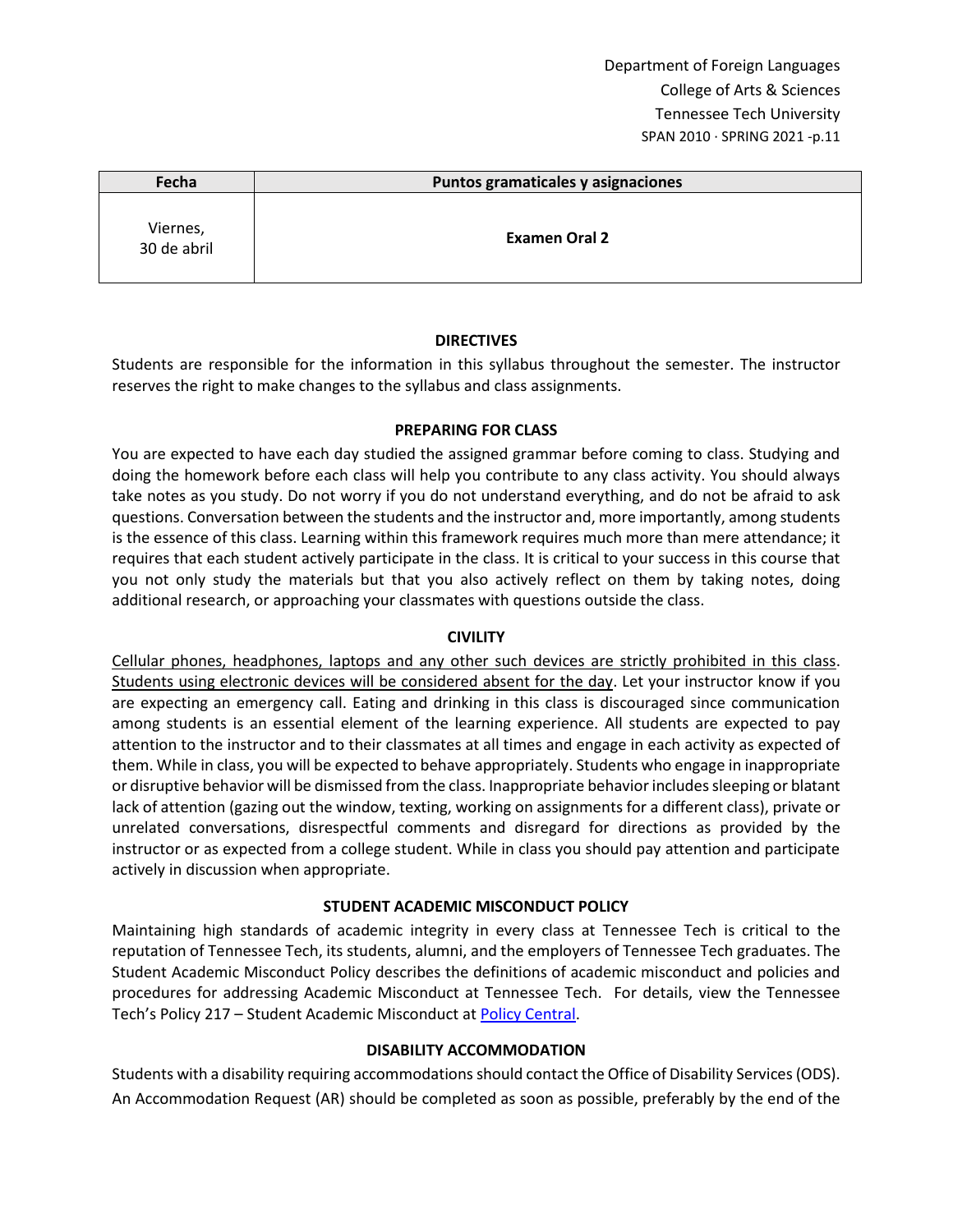| Fecha | Puntos gramaticales y asignaciones |
|---|---|
| Viernes, 30 de abril | **Examen Oral 2** |

### DIRECTIVES

Students are responsible for the information in this syllabus throughout the semester. The instructor reserves the right to make changes to the syllabus and class assignments.

### PREPARING FOR CLASS

You are expected to have each day studied the assigned grammar before coming to class. Studying and doing the homework before each class will help you contribute to any class activity. You should always take notes as you study. Do not worry if you do not understand everything, and do not be afraid to ask questions. Conversation between the students and the instructor and, more importantly, among students is the essence of this class. Learning within this framework requires much more than mere attendance; it requires that each student actively participate in the class. It is critical to your success in this course that you not only study the materials but that you also actively reflect on them by taking notes, doing additional research, or approaching your classmates with questions outside the class.

### CIVILITY

<u>Cellular phones, headphones, laptops and any other such devices are strictly prohibited in this class</u>. <u>Students using electronic devices will be considered absent for the day</u>. Let your instructor know if you are expecting an emergency call. Eating and drinking in this class is discouraged since communication among students is an essential element of the learning experience. All students are expected to pay attention to the instructor and to their classmates at all times and engage in each activity as expected of them. While in class, you will be expected to behave appropriately. Students who engage in inappropriate or disruptive behavior will be dismissed from the class. Inappropriate behavior includes sleeping or blatant lack of attention (gazing out the window, texting, working on assignments for a different class), private or unrelated conversations, disrespectful comments and disregard for directions as provided by the instructor or as expected from a college student. While in class you should pay attention and participate actively in discussion when appropriate.

### STUDENT ACADEMIC MISCONDUCT POLICY

Maintaining high standards of academic integrity in every class at Tennessee Tech is critical to the reputation of Tennessee Tech, its students, alumni, and the employers of Tennessee Tech graduates. The Student Academic Misconduct Policy describes the definitions of academic misconduct and policies and procedures for addressing Academic Misconduct at Tennessee Tech. For details, view the Tennessee Tech's Policy 217 – Student Academic Misconduct at Policy Central.

### DISABILITY ACCOMMODATION

Students with a disability requiring accommodations should contact the Office of Disability Services (ODS). An Accommodation Request (AR) should be completed as soon as possible, preferably by the end of the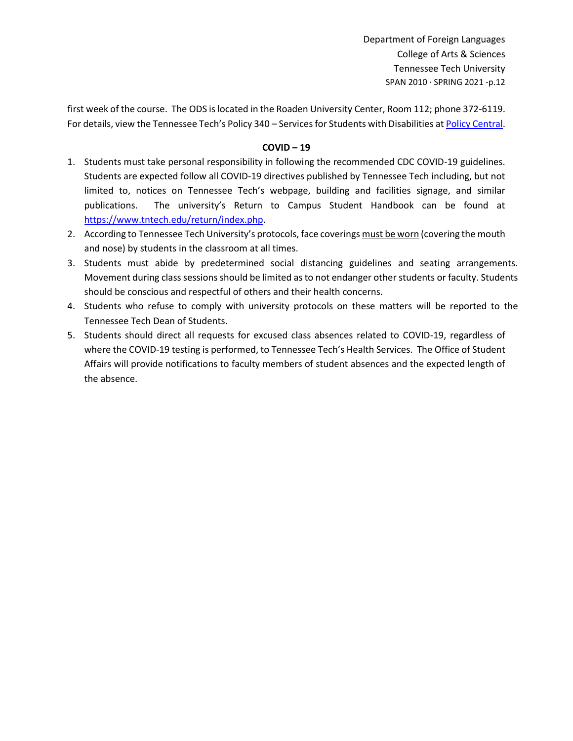first week of the course. The ODS is located in the Roaden University Center, Room 112; phone 372-6119. For details, view the Tennessee Tech's Policy 340 – Services for Students with Disabilities at [Policy Central](#).

**COVID – 19**

1. Students must take personal responsibility in following the recommended CDC COVID-19 guidelines. Students are expected follow all COVID-19 directives published by Tennessee Tech including, but not limited to, notices on Tennessee Tech's webpage, building and facilities signage, and similar publications. The university's Return to Campus Student Handbook can be found at https://www.tntech.edu/return/index.php.
2. According to Tennessee Tech University's protocols, face coverings <u>must be worn</u> (covering the mouth and nose) by students in the classroom at all times.
3. Students must abide by predetermined social distancing guidelines and seating arrangements. Movement during class sessions should be limited as to not endanger other students or faculty. Students should be conscious and respectful of others and their health concerns.
4. Students who refuse to comply with university protocols on these matters will be reported to the Tennessee Tech Dean of Students.
5. Students should direct all requests for excused class absences related to COVID-19, regardless of where the COVID-19 testing is performed, to Tennessee Tech's Health Services. The Office of Student Affairs will provide notifications to faculty members of student absences and the expected length of the absence.